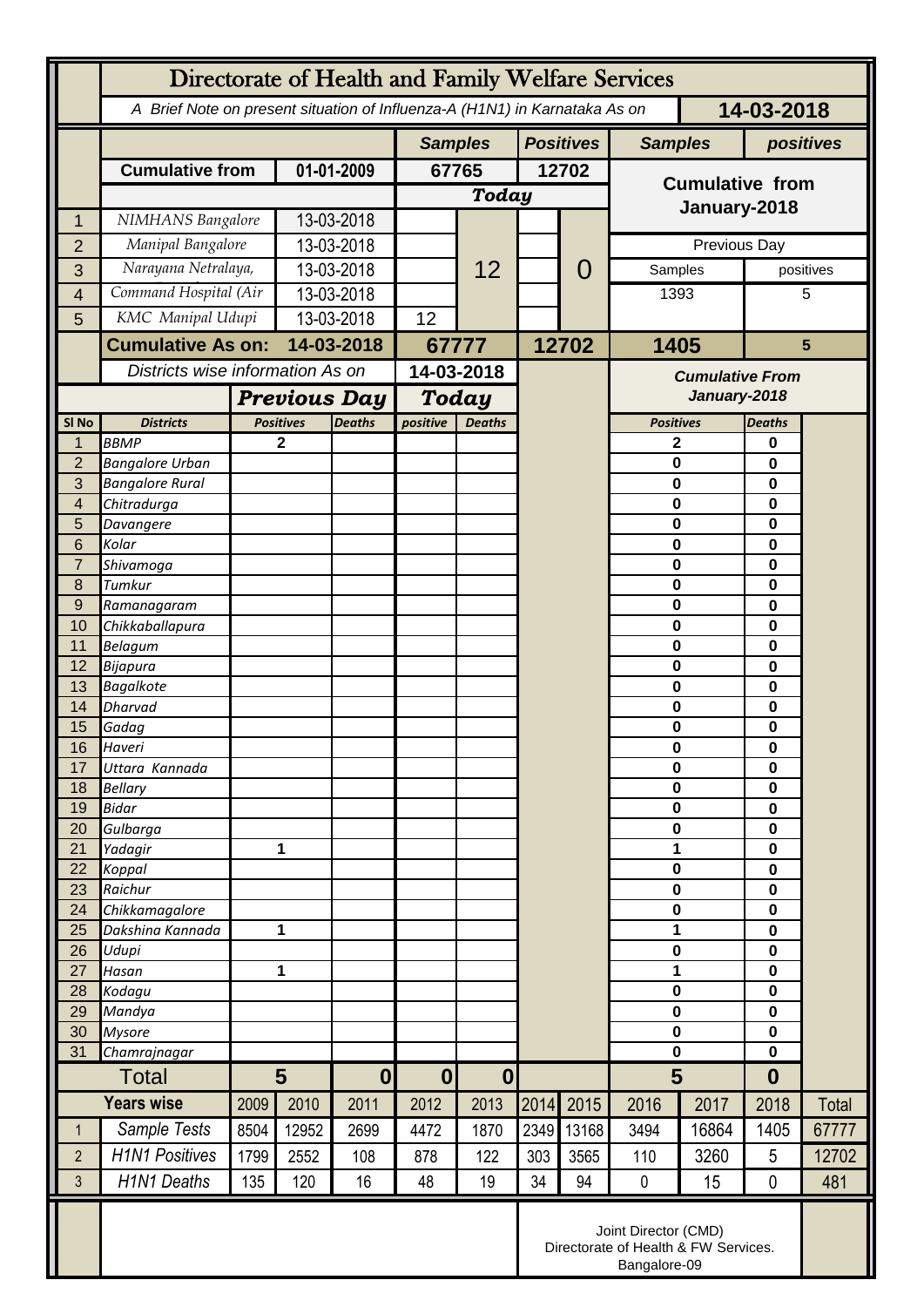# Directorate of Health and Family Welfare Services

*A Brief Note on present situation of Influenza-A (H1N1) in Karnataka As on* **14-03-2018**

| | | | Samples | | Positives | | Samples | positives |
|---|---|---|---|---|---|---|---|---|
| | **Cumulative from** | **01-01-2009** | **67765** | | **12702** | | **Cumulative from January-2018** | |
| | | | ***Today*** | | | | | |
| 1 | *NIMHANS Bangalore* | 13-03-2018 | | 12 | | 0 | | |
| 2 | *Manipal Bangalore* | 13-03-2018 | | | | | Previous Day | |
| 3 | *Narayana Netralaya,* | 13-03-2018 | | | | | Samples | positives |
| 4 | *Command Hospital (Air* | 13-03-2018 | | | | | 1393 | 5 |
| 5 | *KMC Manipal Udupi* | 13-03-2018 | 12 | | | | | |
| | **Cumulative As on:** | **14-03-2018** | **67777** | | **12702** | | **1405** | **5** |

| Sl No | Districts | Previous Day Positives | Previous Day Deaths | Today positive | Today Deaths | Cumulative From January-2018 Positives | Cumulative From January-2018 Deaths |
|---|---|---|---|---|---|---|---|
| 1 | BBMP | 2 | | | | 2 | 0 |
| 2 | Bangalore Urban | | | | | 0 | 0 |
| 3 | Bangalore Rural | | | | | 0 | 0 |
| 4 | Chitradurga | | | | | 0 | 0 |
| 5 | Davangere | | | | | 0 | 0 |
| 6 | Kolar | | | | | 0 | 0 |
| 7 | Shivamoga | | | | | 0 | 0 |
| 8 | Tumkur | | | | | 0 | 0 |
| 9 | Ramanagaram | | | | | 0 | 0 |
| 10 | Chikkaballapura | | | | | 0 | 0 |
| 11 | Belagum | | | | | 0 | 0 |
| 12 | Bijapura | | | | | 0 | 0 |
| 13 | Bagalkote | | | | | 0 | 0 |
| 14 | Dharvad | | | | | 0 | 0 |
| 15 | Gadag | | | | | 0 | 0 |
| 16 | Haveri | | | | | 0 | 0 |
| 17 | Uttara Kannada | | | | | 0 | 0 |
| 18 | Bellary | | | | | 0 | 0 |
| 19 | Bidar | | | | | 0 | 0 |
| 20 | Gulbarga | | | | | 0 | 0 |
| 21 | Yadagir | 1 | | | | 1 | 0 |
| 22 | Koppal | | | | | 0 | 0 |
| 23 | Raichur | | | | | 0 | 0 |
| 24 | Chikkamagalore | | | | | 0 | 0 |
| 25 | Dakshina Kannada | 1 | | | | 1 | 0 |
| 26 | Udupi | | | | | 0 | 0 |
| 27 | Hasan | 1 | | | | 1 | 0 |
| 28 | Kodagu | | | | | 0 | 0 |
| 29 | Mandya | | | | | 0 | 0 |
| 30 | Mysore | | | | | 0 | 0 |
| 31 | Chamrajnagar | | | | | 0 | 0 |
| | **Total** | **5** | **0** | **0** | **0** | **5** | **0** |

| | Years wise | 2009 | 2010 | 2011 | 2012 | 2013 | 2014 | 2015 | 2016 | 2017 | 2018 | Total |
|---|---|---|---|---|---|---|---|---|---|---|---|---|
| 1 | Sample Tests | 8504 | 12952 | 2699 | 4472 | 1870 | 2349 | 13168 | 3494 | 16864 | 1405 | 67777 |
| 2 | H1N1 Positives | 1799 | 2552 | 108 | 878 | 122 | 303 | 3565 | 110 | 3260 | 5 | 12702 |
| 3 | H1N1 Deaths | 135 | 120 | 16 | 48 | 19 | 34 | 94 | 0 | 15 | 0 | 481 |

Joint Director (CMD)
Directorate of Health & FW Services.
Bangalore-09